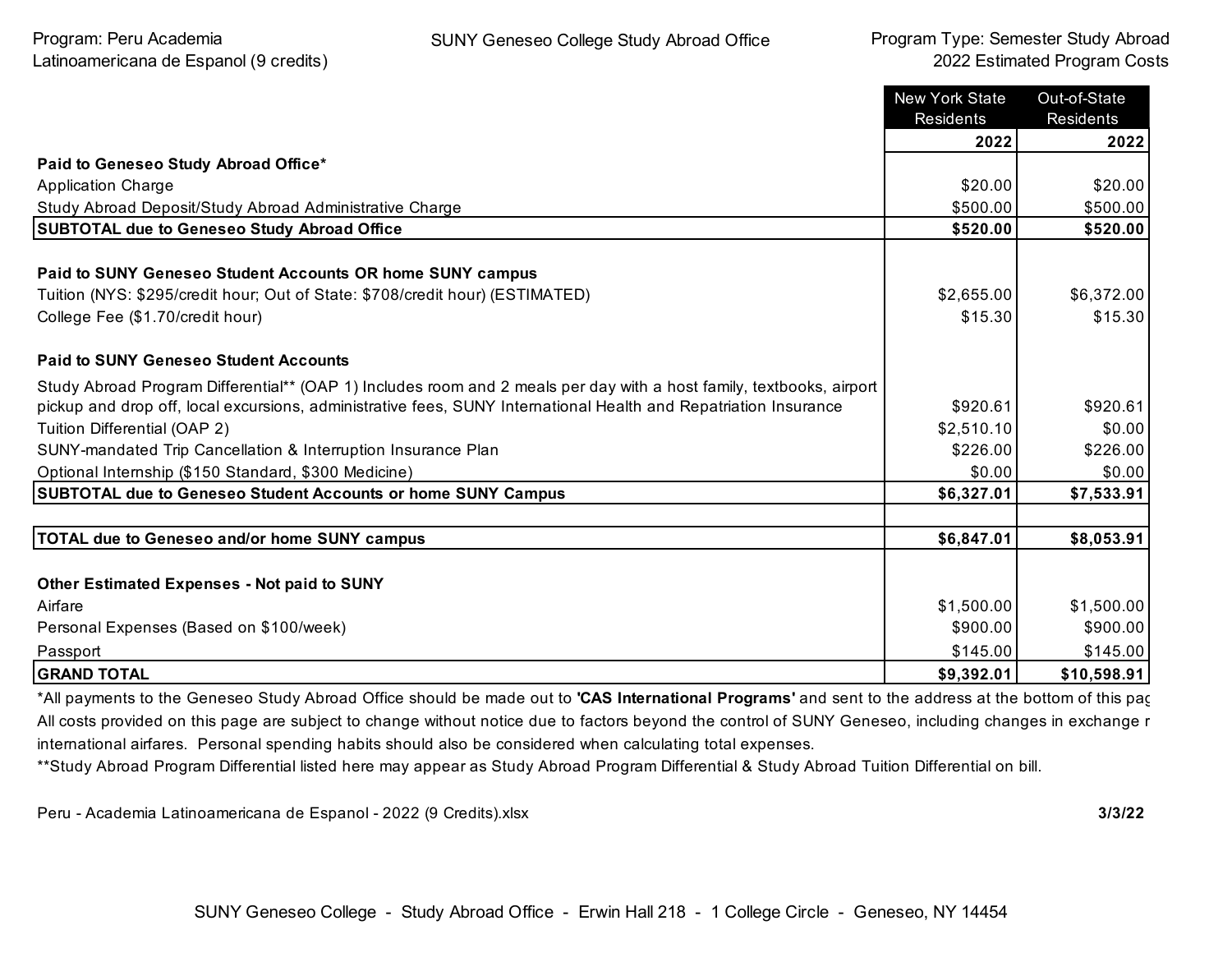Program: Peru Academia Latinoamericana de Espanol (9 credits)

SUNY Geneseo College Study Abroad Office

Program Type: Semester Study Abroad
2022 Estimated Program Costs

| | New York State Residents | Out-of-State Residents |
|---|---|---|
| | **2022** | **2022** |
| **Paid to Geneseo Study Abroad Office*** | | |
| Application Charge | $20.00 | $20.00 |
| Study Abroad Deposit/Study Abroad Administrative Charge | $500.00 | $500.00 |
| **SUBTOTAL due to Geneseo Study Abroad Office** | **$520.00** | **$520.00** |
| | | |
| **Paid to SUNY Geneseo Student Accounts OR home SUNY campus** | | |
| Tuition (NYS: $295/credit hour; Out of State: $708/credit hour) (ESTIMATED) | $2,655.00 | $6,372.00 |
| College Fee ($1.70/credit hour) | $15.30 | $15.30 |
| | | |
| **Paid to SUNY Geneseo Student Accounts** | | |
| Study Abroad Program Differential** (OAP 1) Includes room and 2 meals per day with a host family, textbooks, airport pickup and drop off, local excursions, administrative fees, SUNY International Health and Repatriation Insurance | $920.61 | $920.61 |
| Tuition Differential (OAP 2) | $2,510.10 | $0.00 |
| SUNY-mandated Trip Cancellation & Interruption Insurance Plan | $226.00 | $226.00 |
| Optional Internship ($150 Standard, $300 Medicine) | $0.00 | $0.00 |
| **SUBTOTAL due to Geneseo Student Accounts or home SUNY Campus** | **$6,327.01** | **$7,533.91** |
| | | |
| **TOTAL due to Geneseo and/or home SUNY campus** | **$6,847.01** | **$8,053.91** |
| | | |
| **Other Estimated Expenses - Not paid to SUNY** | | |
| Airfare | $1,500.00 | $1,500.00 |
| Personal Expenses (Based on $100/week) | $900.00 | $900.00 |
| Passport | $145.00 | $145.00 |
| **GRAND TOTAL** | **$9,392.01** | **$10,598.91** |

*All payments to the Geneseo Study Abroad Office should be made out to **'CAS International Programs'** and sent to the address at the bottom of this pag
All costs provided on this page are subject to change without notice due to factors beyond the control of SUNY Geneseo, including changes in exchange r
international airfares. Personal spending habits should also be considered when calculating total expenses.
**Study Abroad Program Differential listed here may appear as Study Abroad Program Differential & Study Abroad Tuition Differential on bill.

Peru - Academia Latinoamericana de Espanol - 2022 (9 Credits).xlsx **3/3/22**

SUNY Geneseo College - Study Abroad Office - Erwin Hall 218 - 1 College Circle - Geneseo, NY 14454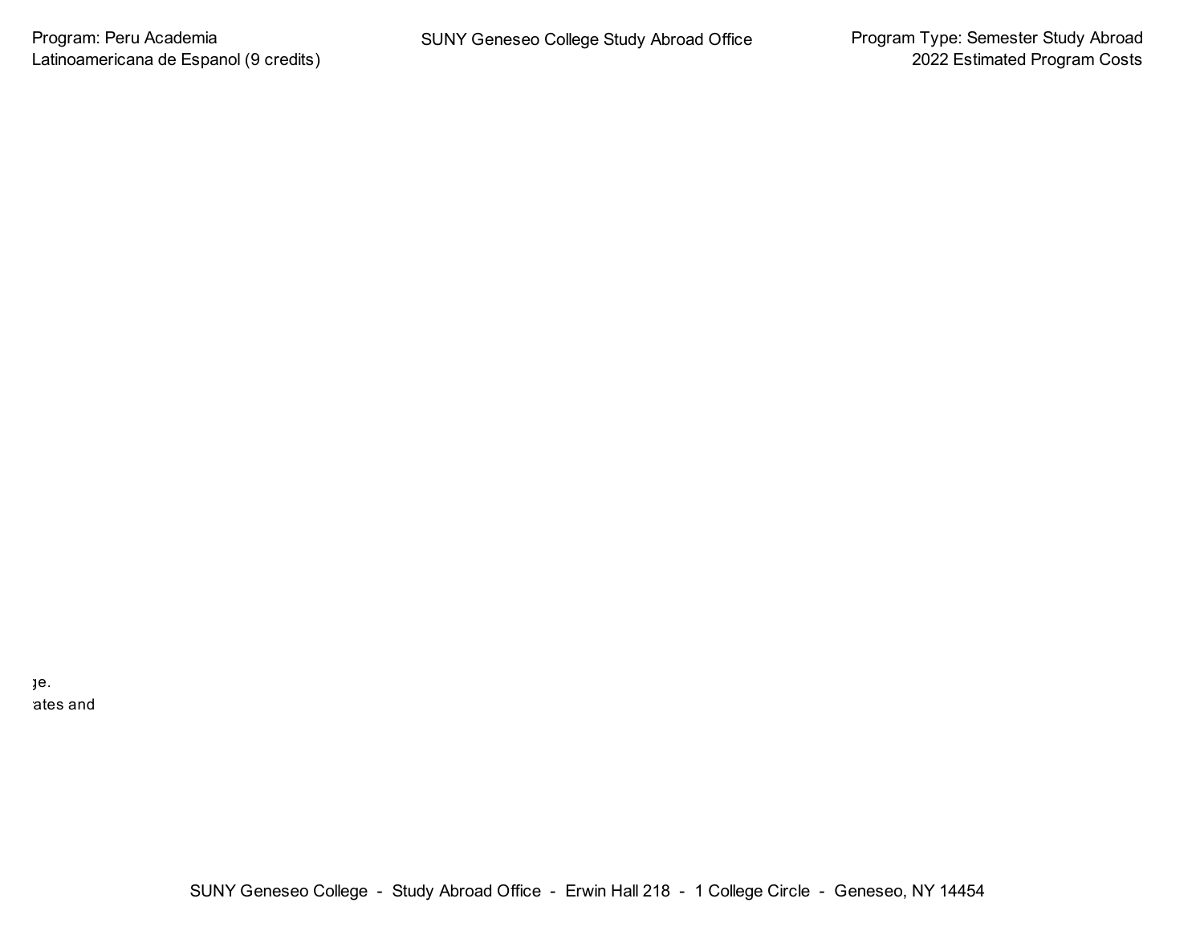ge.
ates and